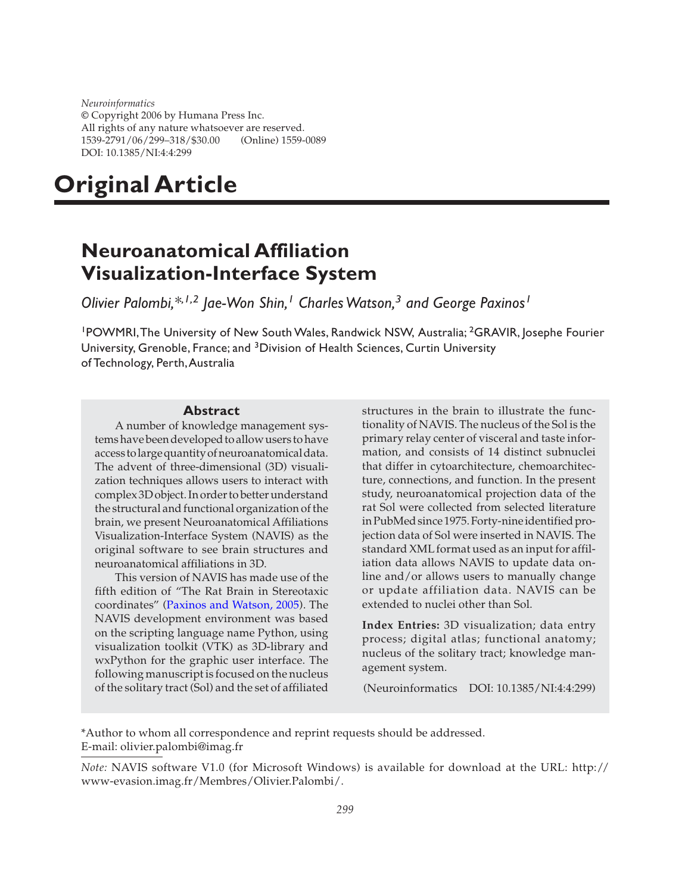*Neuroinformatics*
© Copyright 2006 by Humana Press Inc.
All rights of any nature whatsoever are reserved.
1539-2791/06/299–318/$30.00 (Online) 1559-0089
DOI: 10.1385/NI:4:4:299

# Original Article

## Neuroanatomical Affiliation Visualization-Interface System

*Olivier Palombi,*[*,1,2] Jae-Won Shin,[1] Charles Watson,[3] and George Paxinos[1]*

[1]POWMRI, The University of New South Wales, Randwick NSW, Australia; [2]GRAVIR, Josephe Fourier University, Grenoble, France; and [3]Division of Health Sciences, Curtin University of Technology, Perth, Australia

### Abstract

A number of knowledge management systems have been developed to allow users to have access to large quantity of neuroanatomical data. The advent of three-dimensional (3D) visualization techniques allows users to interact with complex 3D object. In order to better understand the structural and functional organization of the brain, we present Neuroanatomical Affiliations Visualization-Interface System (NAVIS) as the original software to see brain structures and neuroanatomical affiliations in 3D.

This version of NAVIS has made use of the fifth edition of "The Rat Brain in Stereotaxic coordinates" (Paxinos and Watson, 2005). The NAVIS development environment was based on the scripting language name Python, using visualization toolkit (VTK) as 3D-library and wxPython for the graphic user interface. The following manuscript is focused on the nucleus of the solitary tract (Sol) and the set of affiliated structures in the brain to illustrate the functionality of NAVIS. The nucleus of the Sol is the primary relay center of visceral and taste information, and consists of 14 distinct subnuclei that differ in cytoarchitecture, chemoarchitecture, connections, and function. In the present study, neuroanatomical projection data of the rat Sol were collected from selected literature in PubMed since 1975. Forty-nine identified projection data of Sol were inserted in NAVIS. The standard XML format used as an input for affiliation data allows NAVIS to update data online and/or allows users to manually change or update affiliation data. NAVIS can be extended to nuclei other than Sol.

**Index Entries:** 3D visualization; data entry process; digital atlas; functional anatomy; nucleus of the solitary tract; knowledge management system.

(Neuroinformatics DOI: 10.1385/NI:4:4:299)

*Author to whom all correspondence and reprint requests should be addressed.
E-mail: olivier.palombi@imag.fr

*Note:* NAVIS software V1.0 (for Microsoft Windows) is available for download at the URL: http://www-evasion.imag.fr/Membres/Olivier.Palombi/.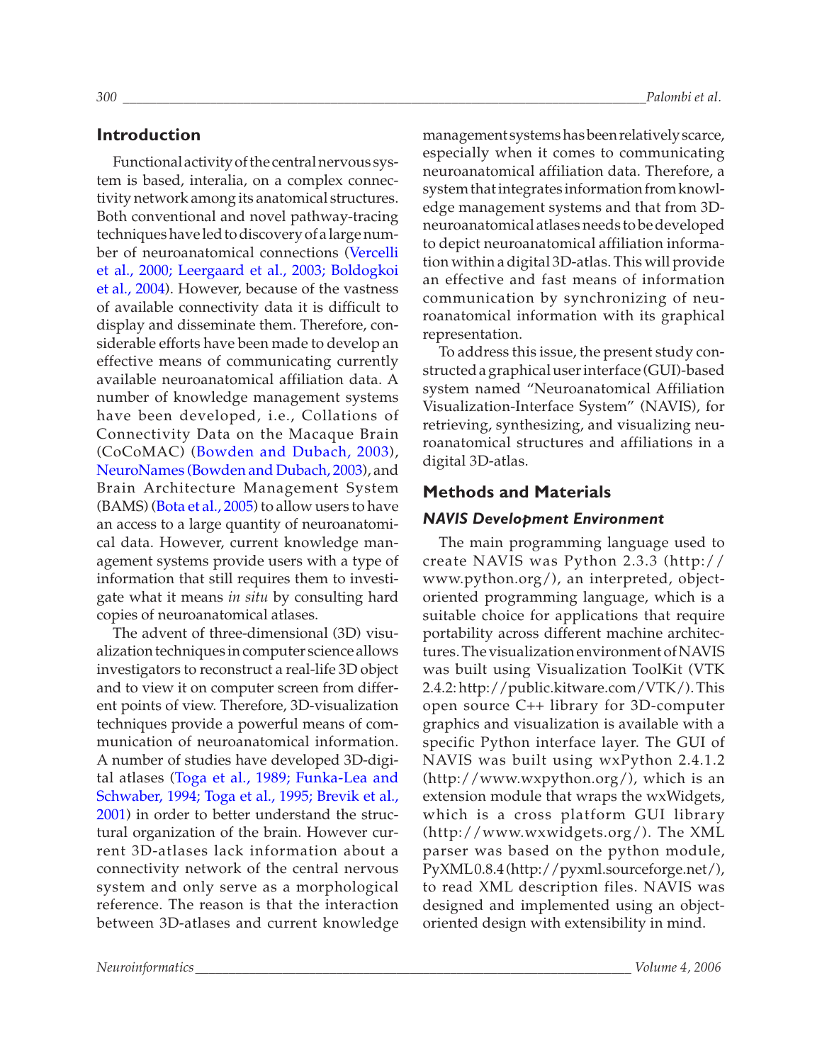## Introduction

Functional activity of the central nervous system is based, interalia, on a complex connectivity network among its anatomical structures. Both conventional and novel pathway-tracing techniques have led to discovery of a large number of neuroanatomical connections (Vercelli et al., 2000; Leergaard et al., 2003; Boldogkoi et al., 2004). However, because of the vastness of available connectivity data it is difficult to display and disseminate them. Therefore, considerable efforts have been made to develop an effective means of communicating currently available neuroanatomical affiliation data. A number of knowledge management systems have been developed, i.e., Collations of Connectivity Data on the Macaque Brain (CoCoMAC) (Bowden and Dubach, 2003), NeuroNames (Bowden and Dubach, 2003), and Brain Architecture Management System (BAMS) (Bota et al., 2005) to allow users to have an access to a large quantity of neuroanatomical data. However, current knowledge management systems provide users with a type of information that still requires them to investigate what it means *in situ* by consulting hard copies of neuroanatomical atlases.

The advent of three-dimensional (3D) visualization techniques in computer science allows investigators to reconstruct a real-life 3D object and to view it on computer screen from different points of view. Therefore, 3D-visualization techniques provide a powerful means of communication of neuroanatomical information. A number of studies have developed 3D-digital atlases (Toga et al., 1989; Funka-Lea and Schwaber, 1994; Toga et al., 1995; Brevik et al., 2001) in order to better understand the structural organization of the brain. However current 3D-atlases lack information about a connectivity network of the central nervous system and only serve as a morphological reference. The reason is that the interaction between 3D-atlases and current knowledge management systems has been relatively scarce, especially when it comes to communicating neuroanatomical affiliation data. Therefore, a system that integrates information from knowledge management systems and that from 3D-neuroanatomical atlases needs to be developed to depict neuroanatomical affiliation information within a digital 3D-atlas. This will provide an effective and fast means of information communication by synchronizing of neuroanatomical information with its graphical representation.

To address this issue, the present study constructed a graphical user interface (GUI)-based system named "Neuroanatomical Affiliation Visualization-Interface System" (NAVIS), for retrieving, synthesizing, and visualizing neuroanatomical structures and affiliations in a digital 3D-atlas.

## Methods and Materials

### *NAVIS Development Environment*

The main programming language used to create NAVIS was Python 2.3.3 (http://www.python.org/), an interpreted, object-oriented programming language, which is a suitable choice for applications that require portability across different machine architectures. The visualization environment of NAVIS was built using Visualization ToolKit (VTK 2.4.2: http://public.kitware.com/VTK/). This open source C++ library for 3D-computer graphics and visualization is available with a specific Python interface layer. The GUI of NAVIS was built using wxPython 2.4.1.2 (http://www.wxpython.org/), which is an extension module that wraps the wxWidgets, which is a cross platform GUI library (http://www.wxwidgets.org/). The XML parser was based on the python module, PyXML 0.8.4 (http://pyxml.sourceforge.net/), to read XML description files. NAVIS was designed and implemented using an object-oriented design with extensibility in mind.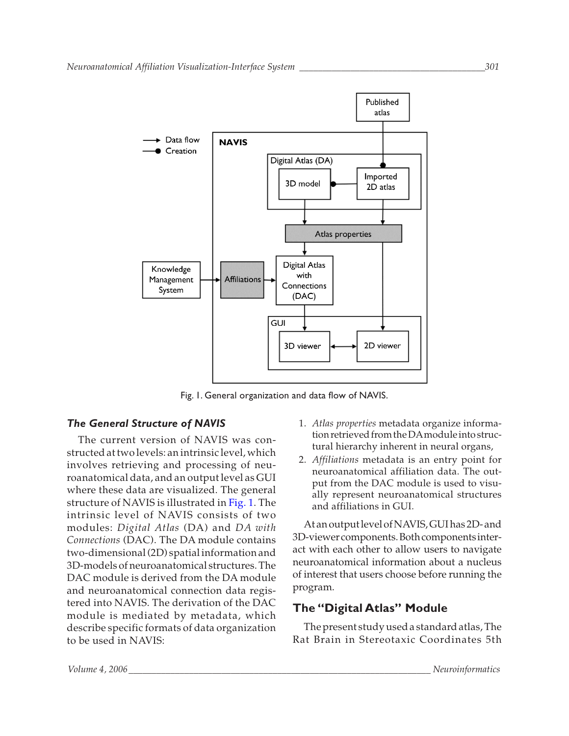Fig. 1. General organization and data flow of NAVIS.

### The General Structure of NAVIS

The current version of NAVIS was constructed at two levels: an intrinsic level, which involves retrieving and processing of neuroanatomical data, and an output level as GUI where these data are visualized. The general structure of NAVIS is illustrated in Fig. 1. The intrinsic level of NAVIS consists of two modules: *Digital Atlas* (DA) and *DA with Connections* (DAC). The DA module contains two-dimensional (2D) spatial information and 3D-models of neuroanatomical structures. The DAC module is derived from the DA module and neuroanatomical connection data registered into NAVIS. The derivation of the DAC module is mediated by metadata, which describe specific formats of data organization to be used in NAVIS:

1. *Atlas properties* metadata organize information retrieved from the DA module into structural hierarchy inherent in neural organs,
2. *Affiliations* metadata is an entry point for neuroanatomical affiliation data. The output from the DAC module is used to visually represent neuroanatomical structures and affiliations in GUI.

At an output level of NAVIS, GUI has 2D- and 3D-viewer components. Both components interact with each other to allow users to navigate neuroanatomical information about a nucleus of interest that users choose before running the program.

### The "Digital Atlas" Module

The present study used a standard atlas, The Rat Brain in Stereotaxic Coordinates 5th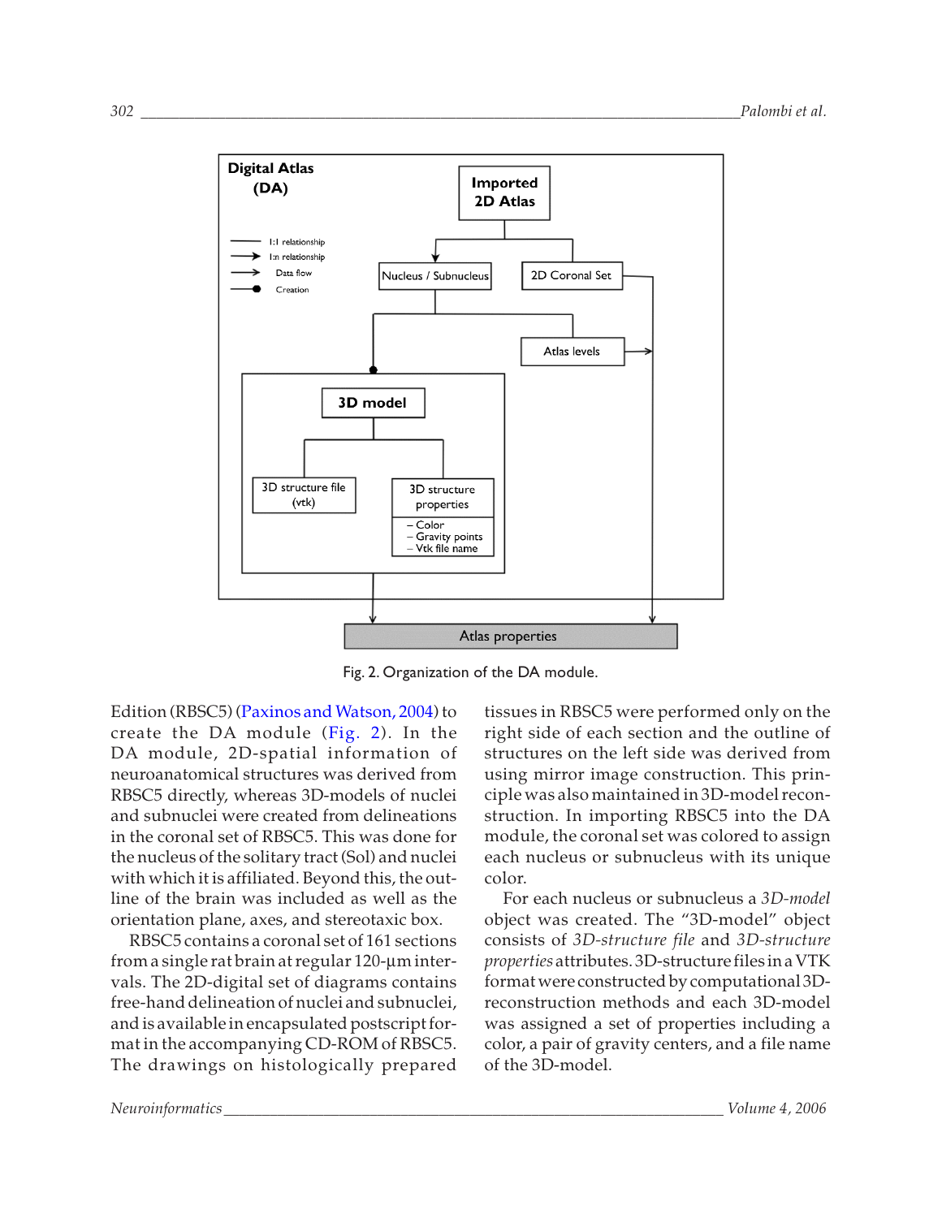Fig. 2. Organization of the DA module.

Edition (RBSC5) (Paxinos and Watson, 2004) to create the DA module (Fig. 2). In the DA module, 2D-spatial information of neuroanatomical structures was derived from RBSC5 directly, whereas 3D-models of nuclei and subnuclei were created from delineations in the coronal set of RBSC5. This was done for the nucleus of the solitary tract (Sol) and nuclei with which it is affiliated. Beyond this, the outline of the brain was included as well as the orientation plane, axes, and stereotaxic box.

RBSC5 contains a coronal set of 161 sections from a single rat brain at regular 120-µm intervals. The 2D-digital set of diagrams contains free-hand delineation of nuclei and subnuclei, and is available in encapsulated postscript format in the accompanying CD-ROM of RBSC5. The drawings on histologically prepared tissues in RBSC5 were performed only on the right side of each section and the outline of structures on the left side was derived from using mirror image construction. This principle was also maintained in 3D-model reconstruction. In importing RBSC5 into the DA module, the coronal set was colored to assign each nucleus or subnucleus with its unique color.

For each nucleus or subnucleus a *3D-model* object was created. The "3D-model" object consists of *3D-structure file* and *3D-structure properties* attributes. 3D-structure files in a VTK format were constructed by computational 3D-reconstruction methods and each 3D-model was assigned a set of properties including a color, a pair of gravity centers, and a file name of the 3D-model.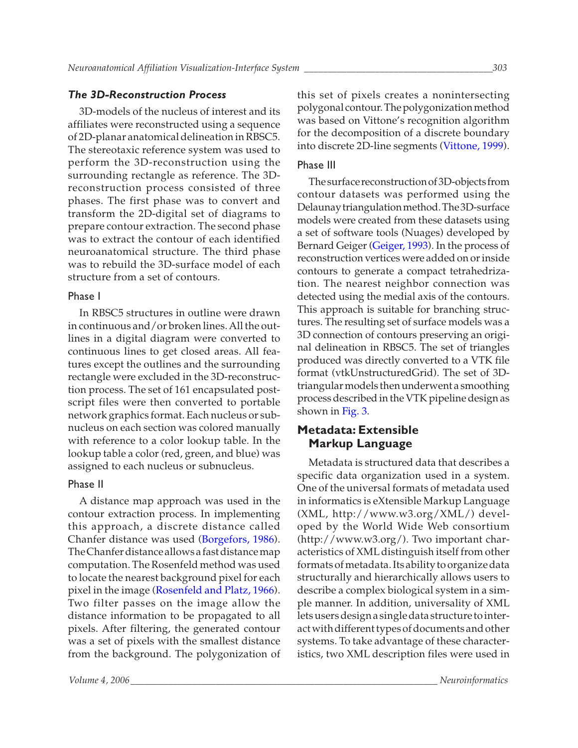### *The 3D-Reconstruction Process*

3D-models of the nucleus of interest and its affiliates were reconstructed using a sequence of 2D-planar anatomical delineation in RBSC5. The stereotaxic reference system was used to perform the 3D-reconstruction using the surrounding rectangle as reference. The 3D-reconstruction process consisted of three phases. The first phase was to convert and transform the 2D-digital set of diagrams to prepare contour extraction. The second phase was to extract the contour of each identified neuroanatomical structure. The third phase was to rebuild the 3D-surface model of each structure from a set of contours.

#### Phase I

In RBSC5 structures in outline were drawn in continuous and/or broken lines. All the outlines in a digital diagram were converted to continuous lines to get closed areas. All features except the outlines and the surrounding rectangle were excluded in the 3D-reconstruction process. The set of 161 encapsulated postscript files were then converted to portable network graphics format. Each nucleus or subnucleus on each section was colored manually with reference to a color lookup table. In the lookup table a color (red, green, and blue) was assigned to each nucleus or subnucleus.

#### Phase II

A distance map approach was used in the contour extraction process. In implementing this approach, a discrete distance called Chanfer distance was used (Borgefors, 1986). The Chanfer distance allows a fast distance map computation. The Rosenfeld method was used to locate the nearest background pixel for each pixel in the image (Rosenfeld and Platz, 1966). Two filter passes on the image allow the distance information to be propagated to all pixels. After filtering, the generated contour was a set of pixels with the smallest distance from the background. The polygonization of this set of pixels creates a nonintersecting polygonal contour. The polygonization method was based on Vittone's recognition algorithm for the decomposition of a discrete boundary into discrete 2D-line segments (Vittone, 1999).

#### Phase III

The surface reconstruction of 3D-objects from contour datasets was performed using the Delaunay triangulation method. The 3D-surface models were created from these datasets using a set of software tools (Nuages) developed by Bernard Geiger (Geiger, 1993). In the process of reconstruction vertices were added on or inside contours to generate a compact tetrahedrization. The nearest neighbor connection was detected using the medial axis of the contours. This approach is suitable for branching structures. The resulting set of surface models was a 3D connection of contours preserving an original delineation in RBSC5. The set of triangles produced was directly converted to a VTK file format (vtkUnstructuredGrid). The set of 3D-triangular models then underwent a smoothing process described in the VTK pipeline design as shown in Fig. 3.

## Metadata: Extensible Markup Language

Metadata is structured data that describes a specific data organization used in a system. One of the universal formats of metadata used in informatics is eXtensible Markup Language (XML, http://www.w3.org/XML/) developed by the World Wide Web consortium (http://www.w3.org/). Two important characteristics of XML distinguish itself from other formats of metadata. Its ability to organize data structurally and hierarchically allows users to describe a complex biological system in a simple manner. In addition, universality of XML lets users design a single data structure to interact with different types of documents and other systems. To take advantage of these characteristics, two XML description files were used in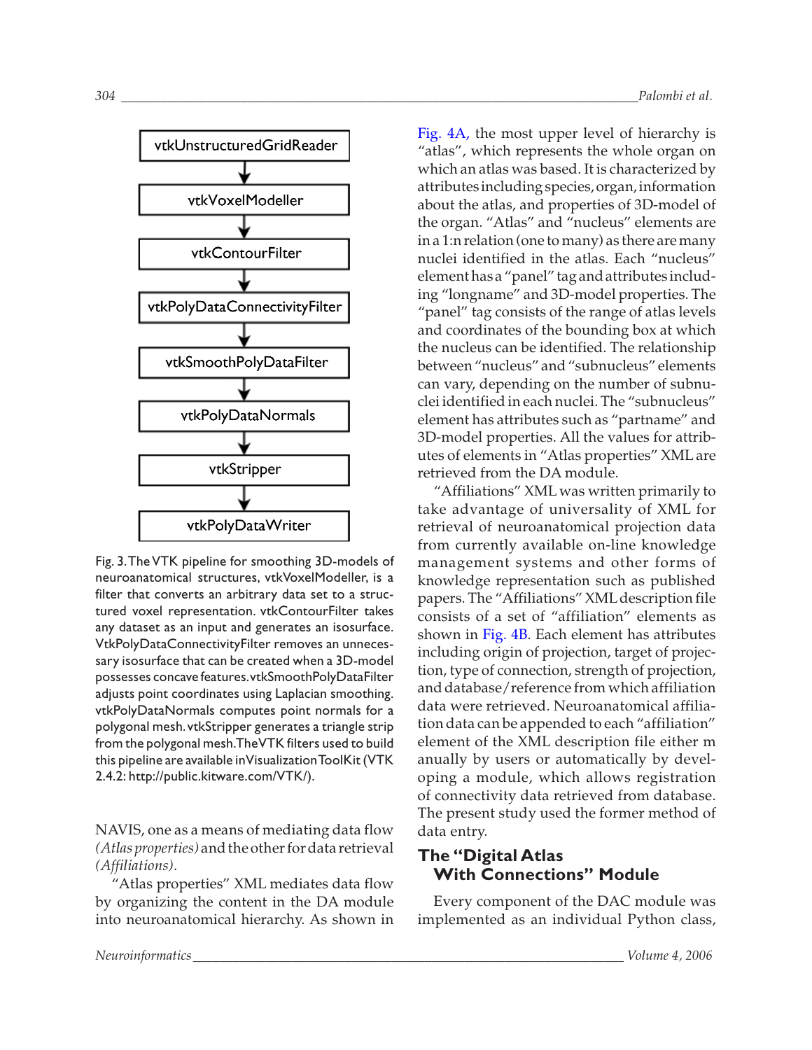vtkUnstructuredGridReader → vtkVoxelModeller → vtkContourFilter → vtkPolyDataConnectivityFilter → vtkSmoothPolyDataFilter → vtkPolyDataNormals → vtkStripper → vtkPolyDataWriter

Fig. 3. The VTK pipeline for smoothing 3D-models of neuroanatomical structures, vtkVoxelModeller, is a filter that converts an arbitrary data set to a structured voxel representation. vtkContourFilter takes any dataset as an input and generates an isosurface. VtkPolyDataConnectivityFilter removes an unnecessary isosurface that can be created when a 3D-model possesses concave features. vtkSmoothPolyDataFilter adjusts point coordinates using Laplacian smoothing. vtkPolyDataNormals computes point normals for a polygonal mesh. vtkStripper generates a triangle strip from the polygonal mesh. The VTK filters used to build this pipeline are available in Visualization ToolKit (VTK 2.4.2: http://public.kitware.com/VTK/).

NAVIS, one as a means of mediating data flow *(Atlas properties)* and the other for data retrieval *(Affiliations)*.

"Atlas properties" XML mediates data flow by organizing the content in the DA module into neuroanatomical hierarchy. As shown in Fig. 4A, the most upper level of hierarchy is "atlas", which represents the whole organ on which an atlas was based. It is characterized by attributes including species, organ, information about the atlas, and properties of 3D-model of the organ. "Atlas" and "nucleus" elements are in a 1:n relation (one to many) as there are many nuclei identified in the atlas. Each "nucleus" element has a "panel" tag and attributes including "longname" and 3D-model properties. The "panel" tag consists of the range of atlas levels and coordinates of the bounding box at which the nucleus can be identified. The relationship between "nucleus" and "subnucleus" elements can vary, depending on the number of subnuclei identified in each nuclei. The "subnucleus" element has attributes such as "partname" and 3D-model properties. All the values for attributes of elements in "Atlas properties" XML are retrieved from the DA module.

"Affiliations" XML was written primarily to take advantage of universality of XML for retrieval of neuroanatomical projection data from currently available on-line knowledge management systems and other forms of knowledge representation such as published papers. The "Affiliations" XML description file consists of a set of "affiliation" elements as shown in Fig. 4B. Each element has attributes including origin of projection, target of projection, type of connection, strength of projection, and database/reference from which affiliation data were retrieved. Neuroanatomical affiliation data can be appended to each "affiliation" element of the XML description file either m anually by users or automatically by developing a module, which allows registration of connectivity data retrieved from database. The present study used the former method of data entry.

## The "Digital Atlas With Connections" Module

Every component of the DAC module was implemented as an individual Python class,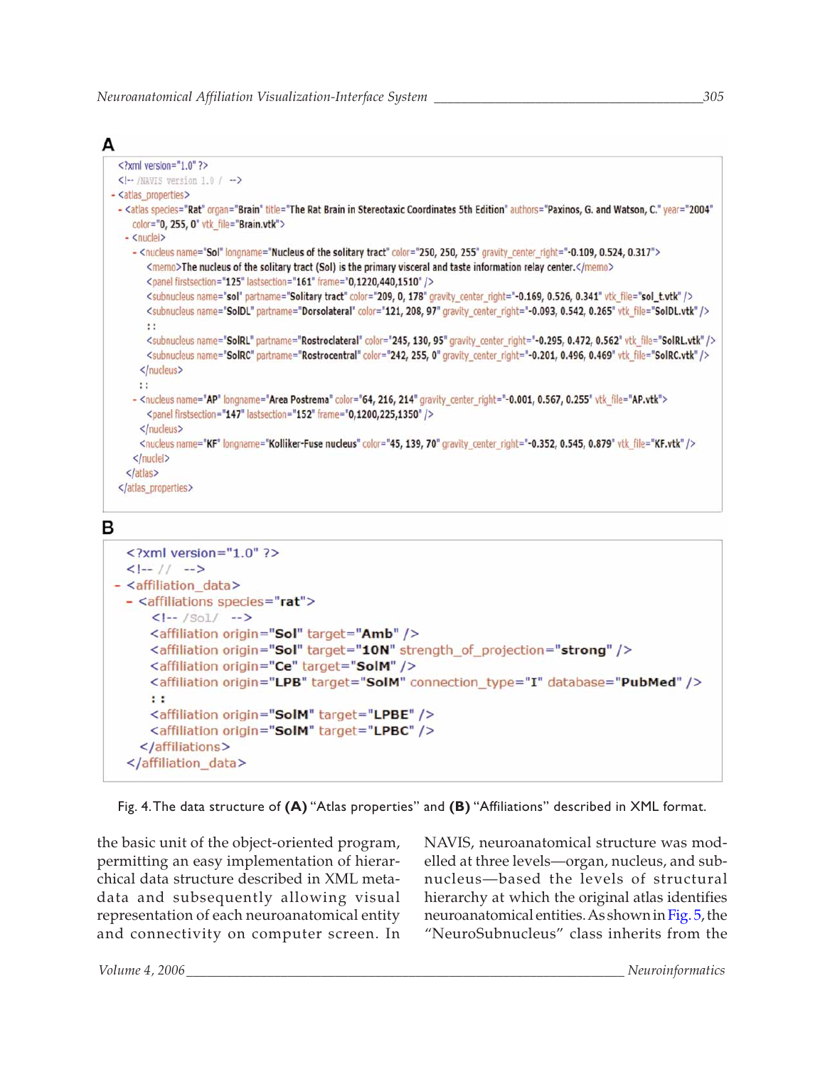A

```
<?xml version="1.0" ?>
<!-- /NAVIS version 1.0 / -->
- <atlas_properties>
  - <atlas species="Rat" organ="Brain" title="The Rat Brain in Stereotaxic Coordinates 5th Edition" authors="Paxinos, G. and Watson, C." year="2004"
      color="0, 255, 0" vtk_file="Brain.vtk">
    - <nuclei>
      - <nucleus name="Sol" longname="Nucleus of the solitary tract" color="250, 250, 255" gravity_center_right="-0.109, 0.524, 0.317">
          <memo>The nucleus of the solitary tract (Sol) is the primary visceral and taste information relay center.</memo>
          <panel firstsection="125" lastsection="161" frame="0,1220,440,1510" />
          <subnucleus name="sol" partname="Solitary tract" color="209, 0, 178" gravity_center_right="-0.169, 0.526, 0.341" vtk_file="sol_t.vtk" />
          <subnucleus name="SolDL" partname="Dorsolateral" color="121, 208, 97" gravity_center_right="-0.093, 0.542, 0.265" vtk_file="SolDL.vtk" />
          : :
          <subnucleus name="SolRL" partname="Rostrolateral" color="245, 130, 95" gravity_center_right="-0.295, 0.472, 0.562" vtk_file="SolRL.vtk" />
          <subnucleus name="SolRC" partname="Rostrocentral" color="242, 255, 0" gravity_center_right="-0.201, 0.496, 0.469" vtk_file="SolRC.vtk" />
        </nucleus>
        : :
      - <nucleus name="AP" longname="Area Postrema" color="64, 216, 214" gravity_center_right="-0.001, 0.567, 0.255" vtk_file="AP.vtk">
          <panel firstsection="147" lastsection="152" frame="0,1200,225,1350" />
        </nucleus>
        <nucleus name="KF" longname="Kolliker-Fuse nucleus" color="45, 139, 70" gravity_center_right="-0.352, 0.545, 0.879" vtk_file="KF.vtk" />
      </nuclei>
    </atlas>
  </atlas_properties>
```

B

```
<?xml version="1.0" ?>
<!-- // -->
- <affiliation_data>
  - <affiliations species="rat">
      <!-- /Sol/ -->
      <affiliation origin="Sol" target="Amb" />
      <affiliation origin="Sol" target="10N" strength_of_projection="strong" />
      <affiliation origin="Ce" target="SolM" />
      <affiliation origin="LPB" target="SolM" connection_type="I" database="PubMed" />
      : :
      <affiliation origin="SolM" target="LPBE" />
      <affiliation origin="SolM" target="LPBC" />
    </affiliations>
  </affiliation_data>
```

Fig. 4. The data structure of **(A)** "Atlas properties" and **(B)** "Affiliations" described in XML format.

the basic unit of the object-oriented program, permitting an easy implementation of hierarchical data structure described in XML metadata and subsequently allowing visual representation of each neuroanatomical entity and connectivity on computer screen. In NAVIS, neuroanatomical structure was modelled at three levels—organ, nucleus, and subnucleus—based the levels of structural hierarchy at which the original atlas identifies neuroanatomical entities. As shown in Fig. 5, the "NeuroSubnucleus" class inherits from the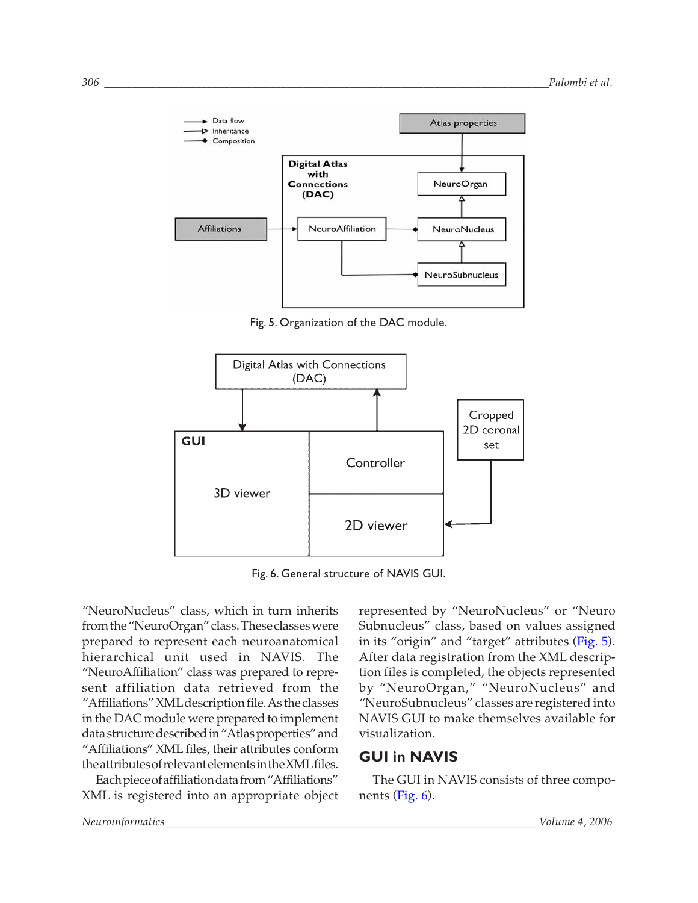Fig. 5. Organization of the DAC module.

Fig. 6. General structure of NAVIS GUI.

"NeuroNucleus" class, which in turn inherits from the "NeuroOrgan" class. These classes were prepared to represent each neuroanatomical hierarchical unit used in NAVIS. The "NeuroAffiliation" class was prepared to represent affiliation data retrieved from the "Affiliations" XML description file. As the classes in the DAC module were prepared to implement data structure described in "Atlas properties" and "Affiliations" XML files, their attributes conform the attributes of relevant elements in the XML files.

Each piece of affiliation data from "Affiliations" XML is registered into an appropriate object represented by "NeuroNucleus" or "Neuro Subnucleus" class, based on values assigned in its "origin" and "target" attributes (Fig. 5). After data registration from the XML description files is completed, the objects represented by "NeuroOrgan," "NeuroNucleus" and "NeuroSubnucleus" classes are registered into NAVIS GUI to make themselves available for visualization.

## GUI in NAVIS

The GUI in NAVIS consists of three components (Fig. 6).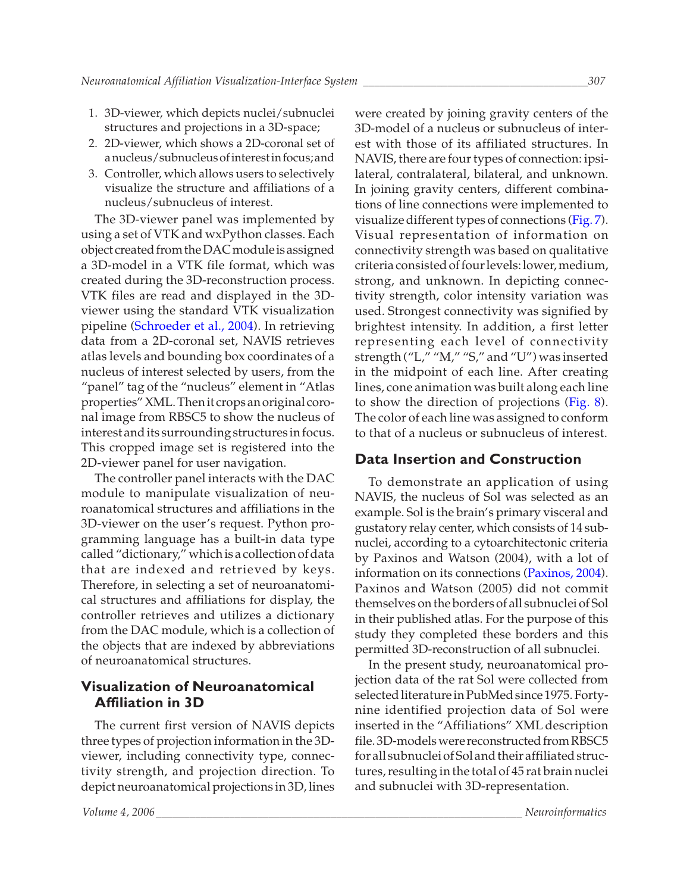1. 3D-viewer, which depicts nuclei/subnuclei structures and projections in a 3D-space;
2. 2D-viewer, which shows a 2D-coronal set of a nucleus/subnucleus of interest in focus; and
3. Controller, which allows users to selectively visualize the structure and affiliations of a nucleus/subnucleus of interest.

The 3D-viewer panel was implemented by using a set of VTK and wxPython classes. Each object created from the DAC module is assigned a 3D-model in a VTK file format, which was created during the 3D-reconstruction process. VTK files are read and displayed in the 3D-viewer using the standard VTK visualization pipeline (Schroeder et al., 2004). In retrieving data from a 2D-coronal set, NAVIS retrieves atlas levels and bounding box coordinates of a nucleus of interest selected by users, from the "panel" tag of the "nucleus" element in "Atlas properties" XML. Then it crops an original coronal image from RBSC5 to show the nucleus of interest and its surrounding structures in focus. This cropped image set is registered into the 2D-viewer panel for user navigation.

The controller panel interacts with the DAC module to manipulate visualization of neuroanatomical structures and affiliations in the 3D-viewer on the user's request. Python programming language has a built-in data type called "dictionary," which is a collection of data that are indexed and retrieved by keys. Therefore, in selecting a set of neuroanatomical structures and affiliations for display, the controller retrieves and utilizes a dictionary from the DAC module, which is a collection of the objects that are indexed by abbreviations of neuroanatomical structures.

## Visualization of Neuroanatomical Affiliation in 3D

The current first version of NAVIS depicts three types of projection information in the 3D-viewer, including connectivity type, connectivity strength, and projection direction. To depict neuroanatomical projections in 3D, lines were created by joining gravity centers of the 3D-model of a nucleus or subnucleus of interest with those of its affiliated structures. In NAVIS, there are four types of connection: ipsilateral, contralateral, bilateral, and unknown. In joining gravity centers, different combinations of line connections were implemented to visualize different types of connections (Fig. 7). Visual representation of information on connectivity strength was based on qualitative criteria consisted of four levels: lower, medium, strong, and unknown. In depicting connectivity strength, color intensity variation was used. Strongest connectivity was signified by brightest intensity. In addition, a first letter representing each level of connectivity strength ("L," "M," "S," and "U") was inserted in the midpoint of each line. After creating lines, cone animation was built along each line to show the direction of projections (Fig. 8). The color of each line was assigned to conform to that of a nucleus or subnucleus of interest.

## Data Insertion and Construction

To demonstrate an application of using NAVIS, the nucleus of Sol was selected as an example. Sol is the brain's primary visceral and gustatory relay center, which consists of 14 subnuclei, according to a cytoarchitectonic criteria by Paxinos and Watson (2004), with a lot of information on its connections (Paxinos, 2004). Paxinos and Watson (2005) did not commit themselves on the borders of all subnuclei of Sol in their published atlas. For the purpose of this study they completed these borders and this permitted 3D-reconstruction of all subnuclei.

In the present study, neuroanatomical projection data of the rat Sol were collected from selected literature in PubMed since 1975. Forty-nine identified projection data of Sol were inserted in the "Affiliations" XML description file. 3D-models were reconstructed from RBSC5 for all subnuclei of Sol and their affiliated structures, resulting in the total of 45 rat brain nuclei and subnuclei with 3D-representation.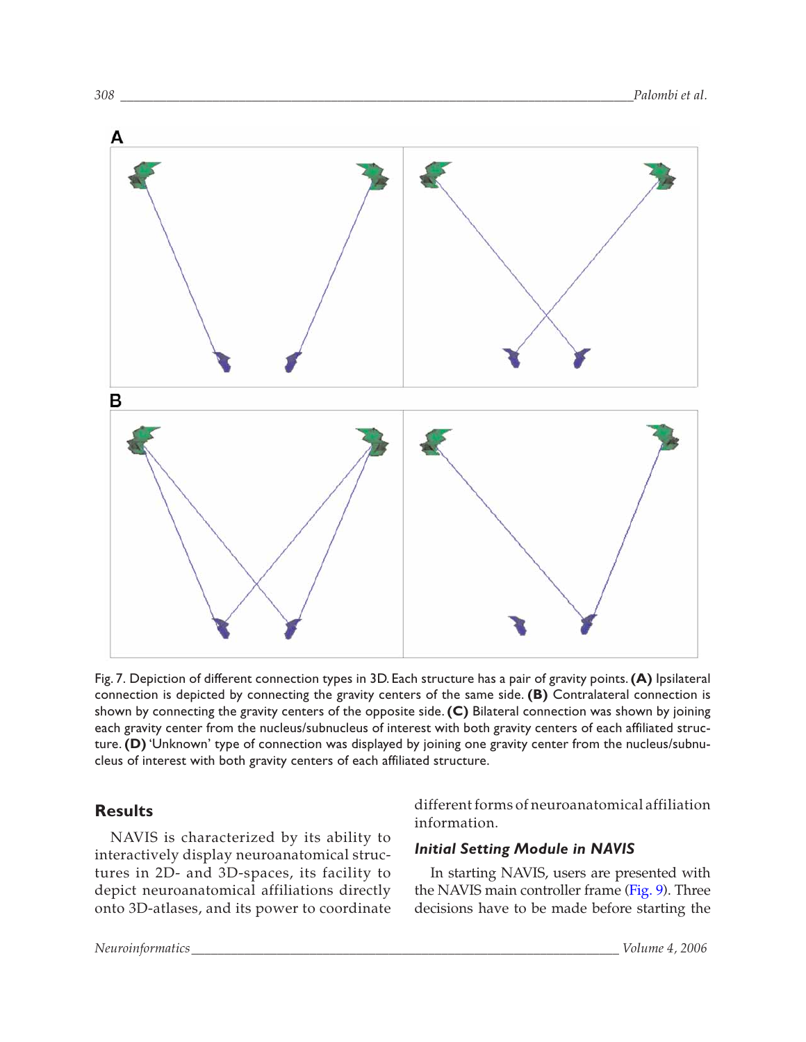Fig. 7. Depiction of different connection types in 3D. Each structure has a pair of gravity points. **(A)** Ipsilateral connection is depicted by connecting the gravity centers of the same side. **(B)** Contralateral connection is shown by connecting the gravity centers of the opposite side. **(C)** Bilateral connection was shown by joining each gravity center from the nucleus/subnucleus of interest with both gravity centers of each affiliated structure. **(D)** 'Unknown' type of connection was displayed by joining one gravity center from the nucleus/subnucleus of interest with both gravity centers of each affiliated structure.

## Results

NAVIS is characterized by its ability to interactively display neuroanatomical structures in 2D- and 3D-spaces, its facility to depict neuroanatomical affiliations directly onto 3D-atlases, and its power to coordinate different forms of neuroanatomical affiliation information.

### *Initial Setting Module in NAVIS*

In starting NAVIS, users are presented with the NAVIS main controller frame (Fig. 9). Three decisions have to be made before starting the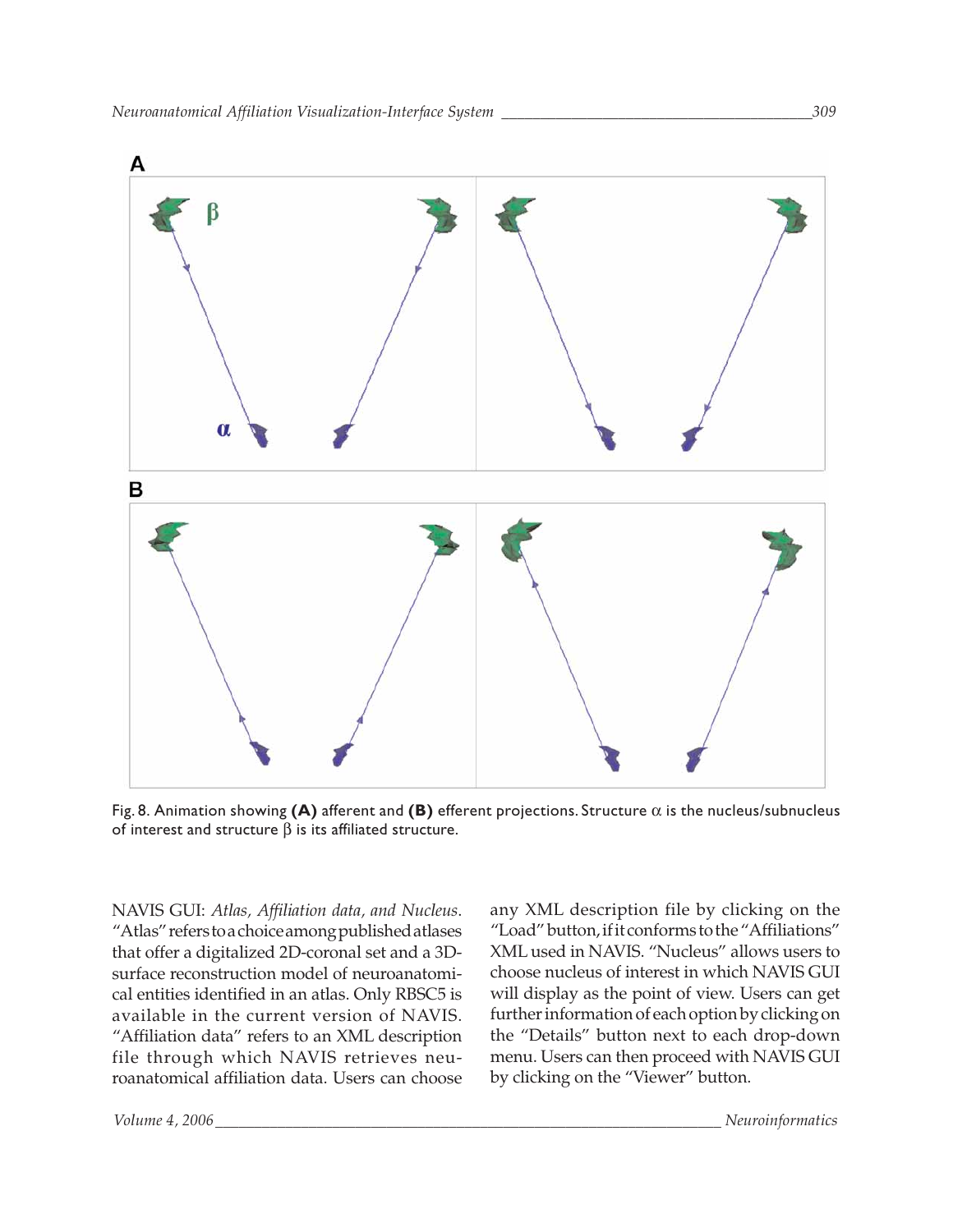Fig. 8. Animation showing **(A)** afferent and **(B)** efferent projections. Structure $\alpha$ is the nucleus/subnucleus of interest and structure $\beta$ is its affiliated structure.

NAVIS GUI: *Atlas, Affiliation data, and Nucleus*. "Atlas" refers to a choice among published atlases that offer a digitalized 2D-coronal set and a 3D-surface reconstruction model of neuroanatomical entities identified in an atlas. Only RBSC5 is available in the current version of NAVIS. "Affiliation data" refers to an XML description file through which NAVIS retrieves neuroanatomical affiliation data. Users can choose any XML description file by clicking on the "Load" button, if it conforms to the "Affiliations" XML used in NAVIS. "Nucleus" allows users to choose nucleus of interest in which NAVIS GUI will display as the point of view. Users can get further information of each option by clicking on the "Details" button next to each drop-down menu. Users can then proceed with NAVIS GUI by clicking on the "Viewer" button.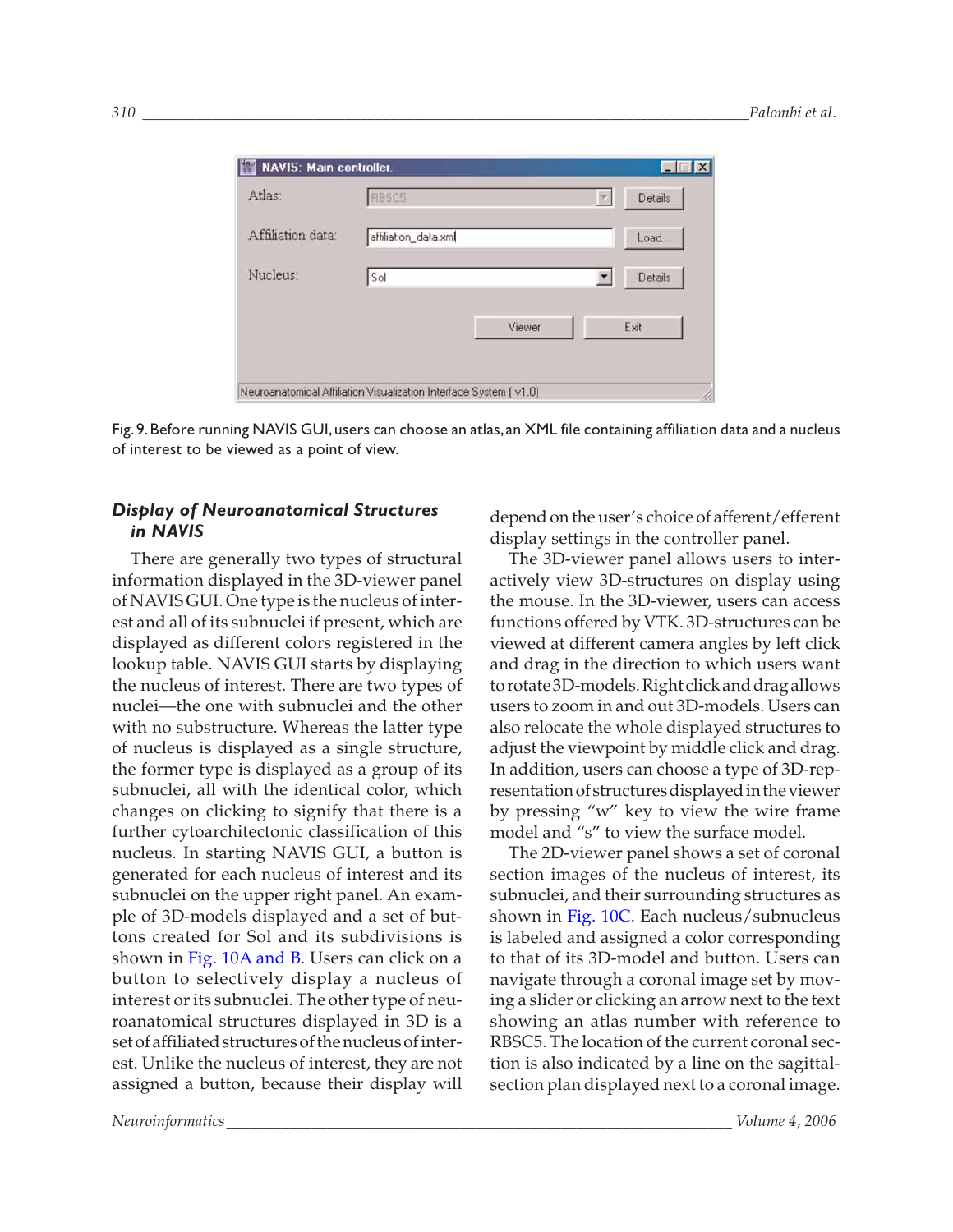Fig. 9. Before running NAVIS GUI, users can choose an atlas, an XML file containing affiliation data and a nucleus of interest to be viewed as a point of view.

### *Display of Neuroanatomical Structures in NAVIS*

There are generally two types of structural information displayed in the 3D-viewer panel of NAVIS GUI. One type is the nucleus of interest and all of its subnuclei if present, which are displayed as different colors registered in the lookup table. NAVIS GUI starts by displaying the nucleus of interest. There are two types of nuclei—the one with subnuclei and the other with no substructure. Whereas the latter type of nucleus is displayed as a single structure, the former type is displayed as a group of its subnuclei, all with the identical color, which changes on clicking to signify that there is a further cytoarchitectonic classification of this nucleus. In starting NAVIS GUI, a button is generated for each nucleus of interest and its subnuclei on the upper right panel. An example of 3D-models displayed and a set of buttons created for Sol and its subdivisions is shown in Fig. 10A and B. Users can click on a button to selectively display a nucleus of interest or its subnuclei. The other type of neuroanatomical structures displayed in 3D is a set of affiliated structures of the nucleus of interest. Unlike the nucleus of interest, they are not assigned a button, because their display will depend on the user's choice of afferent/efferent display settings in the controller panel.

The 3D-viewer panel allows users to interactively view 3D-structures on display using the mouse. In the 3D-viewer, users can access functions offered by VTK. 3D-structures can be viewed at different camera angles by left click and drag in the direction to which users want to rotate 3D-models. Right click and drag allows users to zoom in and out 3D-models. Users can also relocate the whole displayed structures to adjust the viewpoint by middle click and drag. In addition, users can choose a type of 3D-representation of structures displayed in the viewer by pressing "w" key to view the wire frame model and "s" to view the surface model.

The 2D-viewer panel shows a set of coronal section images of the nucleus of interest, its subnuclei, and their surrounding structures as shown in Fig. 10C. Each nucleus/subnucleus is labeled and assigned a color corresponding to that of its 3D-model and button. Users can navigate through a coronal image set by moving a slider or clicking an arrow next to the text showing an atlas number with reference to RBSC5. The location of the current coronal section is also indicated by a line on the sagittal-section plan displayed next to a coronal image.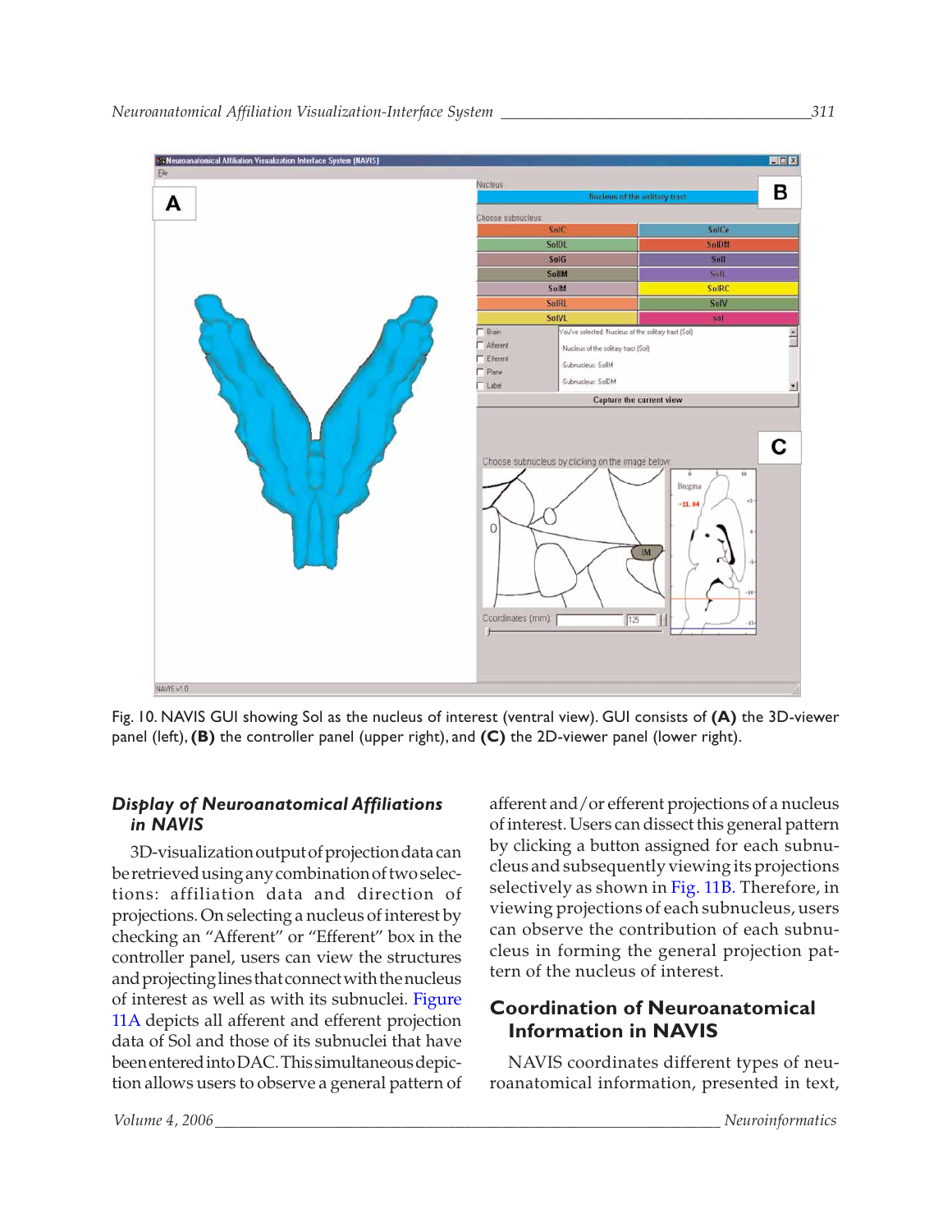Fig. 10. NAVIS GUI showing Sol as the nucleus of interest (ventral view). GUI consists of **(A)** the 3D-viewer panel (left), **(B)** the controller panel (upper right), and **(C)** the 2D-viewer panel (lower right).

### *Display of Neuroanatomical Affiliations in NAVIS*

3D-visualization output of projection data can be retrieved using any combination of two selections: affiliation data and direction of projections. On selecting a nucleus of interest by checking an "Afferent" or "Efferent" box in the controller panel, users can view the structures and projecting lines that connect with the nucleus of interest as well as with its subnuclei. Figure 11A depicts all afferent and efferent projection data of Sol and those of its subnuclei that have been entered into DAC. This simultaneous depiction allows users to observe a general pattern of afferent and/or efferent projections of a nucleus of interest. Users can dissect this general pattern by clicking a button assigned for each subnucleus and subsequently viewing its projections selectively as shown in Fig. 11B. Therefore, in viewing projections of each subnucleus, users can observe the contribution of each subnucleus in forming the general projection pattern of the nucleus of interest.

## Coordination of Neuroanatomical Information in NAVIS

NAVIS coordinates different types of neuroanatomical information, presented in text,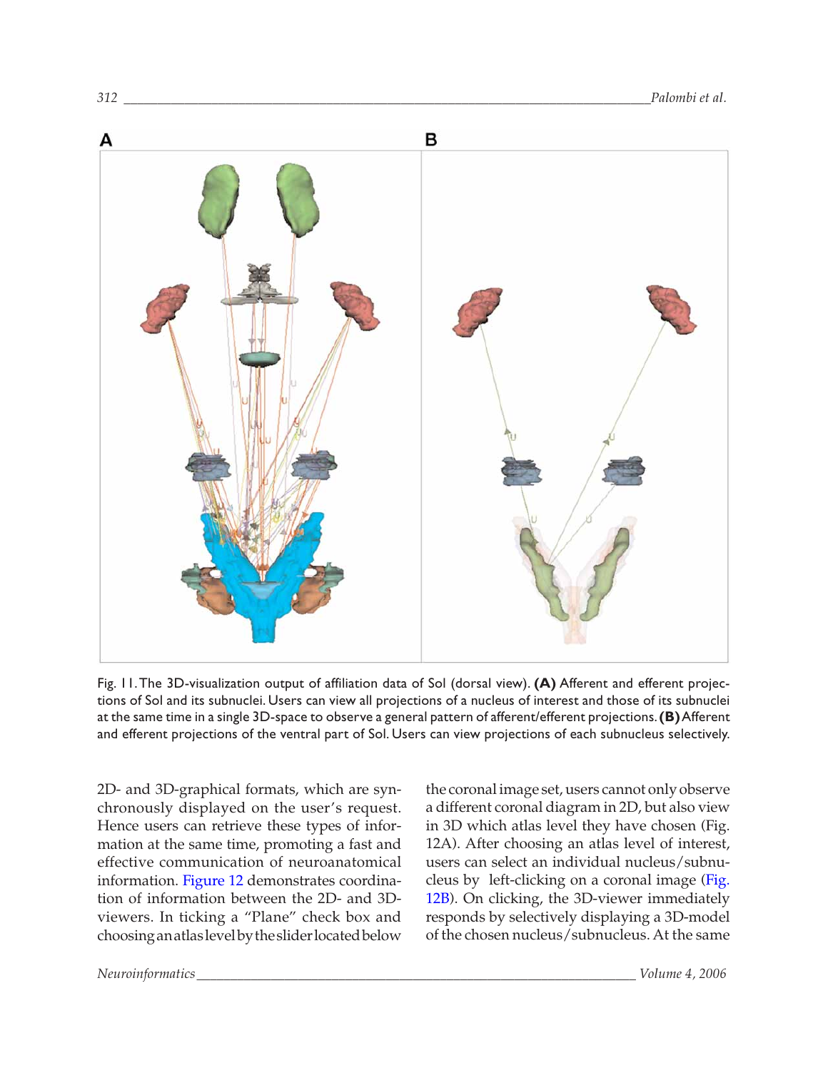Fig. 11. The 3D-visualization output of affiliation data of Sol (dorsal view). **(A)** Afferent and efferent projections of Sol and its subnuclei. Users can view all projections of a nucleus of interest and those of its subnuclei at the same time in a single 3D-space to observe a general pattern of afferent/efferent projections. **(B)** Afferent and efferent projections of the ventral part of Sol. Users can view projections of each subnucleus selectively.

2D- and 3D-graphical formats, which are synchronously displayed on the user's request. Hence users can retrieve these types of information at the same time, promoting a fast and effective communication of neuroanatomical information. Figure 12 demonstrates coordination of information between the 2D- and 3D-viewers. In ticking a "Plane" check box and choosing an atlas level by the slider located below the coronal image set, users cannot only observe a different coronal diagram in 2D, but also view in 3D which atlas level they have chosen (Fig. 12A). After choosing an atlas level of interest, users can select an individual nucleus/subnucleus by left-clicking on a coronal image (Fig. 12B). On clicking, the 3D-viewer immediately responds by selectively displaying a 3D-model of the chosen nucleus/subnucleus. At the same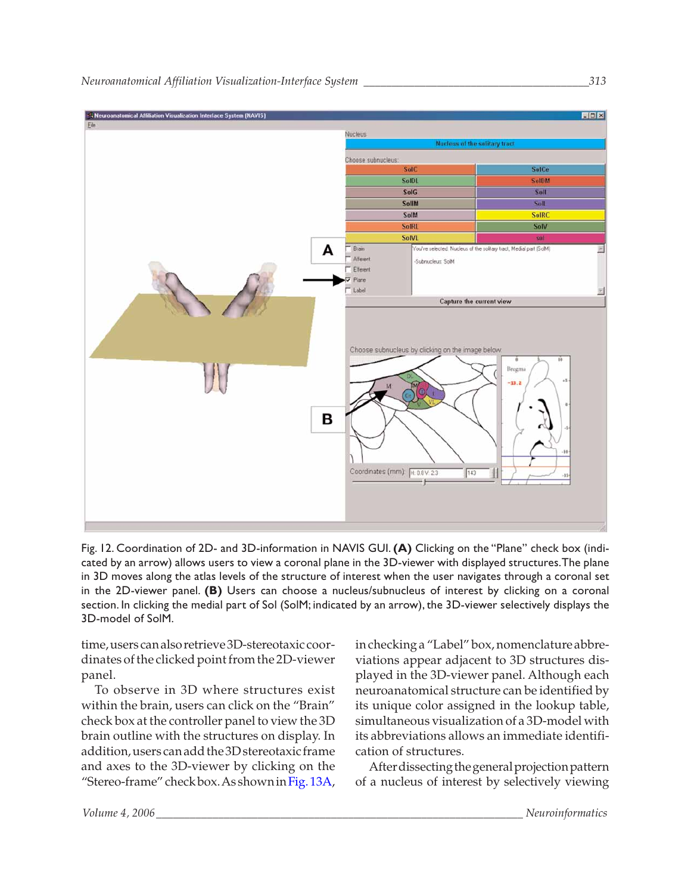Fig. 12. Coordination of 2D- and 3D-information in NAVIS GUI. **(A)** Clicking on the "Plane" check box (indicated by an arrow) allows users to view a coronal plane in the 3D-viewer with displayed structures. The plane in 3D moves along the atlas levels of the structure of interest when the user navigates through a coronal set in the 2D-viewer panel. **(B)** Users can choose a nucleus/subnucleus of interest by clicking on a coronal section. In clicking the medial part of Sol (SolM; indicated by an arrow), the 3D-viewer selectively displays the 3D-model of SolM.

time, users can also retrieve 3D-stereotaxic coordinates of the clicked point from the 2D-viewer panel.

To observe in 3D where structures exist within the brain, users can click on the "Brain" check box at the controller panel to view the 3D brain outline with the structures on display. In addition, users can add the 3D stereotaxic frame and axes to the 3D-viewer by clicking on the "Stereo-frame" check box. As shown in Fig. 13A, in checking a "Label" box, nomenclature abbreviations appear adjacent to 3D structures displayed in the 3D-viewer panel. Although each neuroanatomical structure can be identified by its unique color assigned in the lookup table, simultaneous visualization of a 3D-model with its abbreviations allows an immediate identification of structures.

After dissecting the general projection pattern of a nucleus of interest by selectively viewing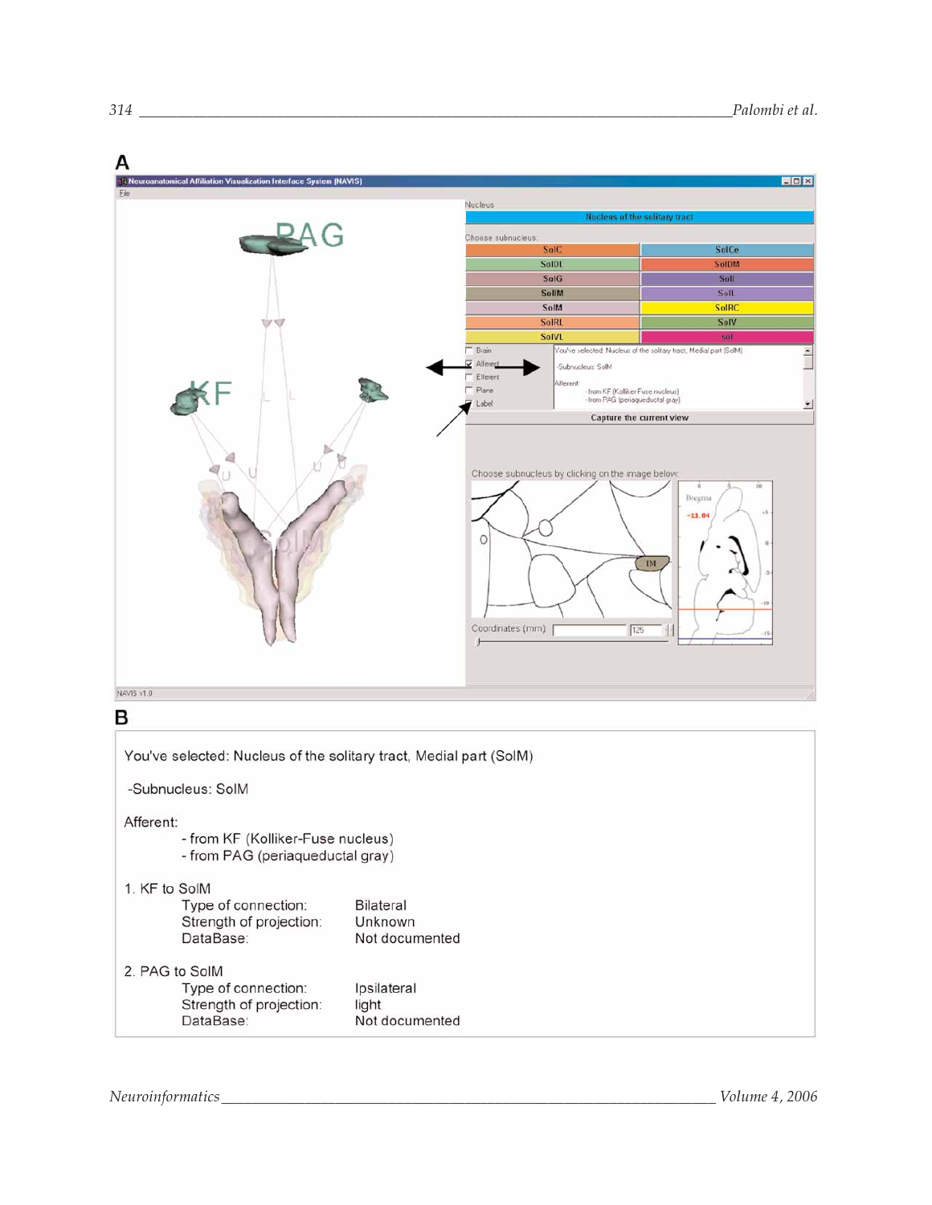**A**

**B**

You've selected: Nucleus of the solitary tract, Medial part (SolM)

-Subnucleus: SolM

Afferent:

- from KF (Kolliker-Fuse nucleus)
- from PAG (periaqueductal gray)

1. KF to SolM

| | |
|---|---|
| Type of connection: | Bilateral |
| Strength of projection: | Unknown |
| DataBase: | Not documented |

2. PAG to SolM

| | |
|---|---|
| Type of connection: | Ipsilateral |
| Strength of projection: | light |
| DataBase: | Not documented |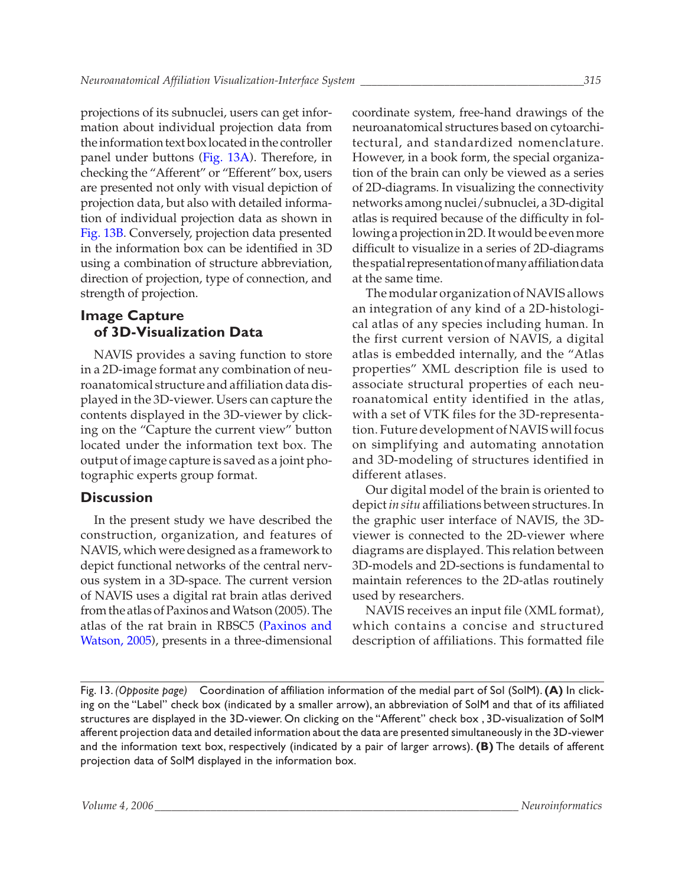projections of its subnuclei, users can get information about individual projection data from the information text box located in the controller panel under buttons (Fig. 13A). Therefore, in checking the "Afferent" or "Efferent" box, users are presented not only with visual depiction of projection data, but also with detailed information of individual projection data as shown in Fig. 13B. Conversely, projection data presented in the information box can be identified in 3D using a combination of structure abbreviation, direction of projection, type of connection, and strength of projection.

## Image Capture of 3D-Visualization Data

NAVIS provides a saving function to store in a 2D-image format any combination of neuroanatomical structure and affiliation data displayed in the 3D-viewer. Users can capture the contents displayed in the 3D-viewer by clicking on the "Capture the current view" button located under the information text box. The output of image capture is saved as a joint photographic experts group format.

## Discussion

In the present study we have described the construction, organization, and features of NAVIS, which were designed as a framework to depict functional networks of the central nervous system in a 3D-space. The current version of NAVIS uses a digital rat brain atlas derived from the atlas of Paxinos and Watson (2005). The atlas of the rat brain in RBSC5 (Paxinos and Watson, 2005), presents in a three-dimensional coordinate system, free-hand drawings of the neuroanatomical structures based on cytoarchitectural, and standardized nomenclature. However, in a book form, the special organization of the brain can only be viewed as a series of 2D-diagrams. In visualizing the connectivity networks among nuclei/subnuclei, a 3D-digital atlas is required because of the difficulty in following a projection in 2D. It would be even more difficult to visualize in a series of 2D-diagrams the spatial representation of many affiliation data at the same time.

The modular organization of NAVIS allows an integration of any kind of a 2D-histological atlas of any species including human. In the first current version of NAVIS, a digital atlas is embedded internally, and the "Atlas properties" XML description file is used to associate structural properties of each neuroanatomical entity identified in the atlas, with a set of VTK files for the 3D-representation. Future development of NAVIS will focus on simplifying and automating annotation and 3D-modeling of structures identified in different atlases.

Our digital model of the brain is oriented to depict *in situ* affiliations between structures. In the graphic user interface of NAVIS, the 3D-viewer is connected to the 2D-viewer where diagrams are displayed. This relation between 3D-models and 2D-sections is fundamental to maintain references to the 2D-atlas routinely used by researchers.

NAVIS receives an input file (XML format), which contains a concise and structured description of affiliations. This formatted file

Fig. 13. *(Opposite page)* Coordination of affiliation information of the medial part of Sol (SolM). **(A)** In clicking on the "Label" check box (indicated by a smaller arrow), an abbreviation of SolM and that of its affiliated structures are displayed in the 3D-viewer. On clicking on the "Afferent" check box , 3D-visualization of SolM afferent projection data and detailed information about the data are presented simultaneously in the 3D-viewer and the information text box, respectively (indicated by a pair of larger arrows). **(B)** The details of afferent projection data of SolM displayed in the information box.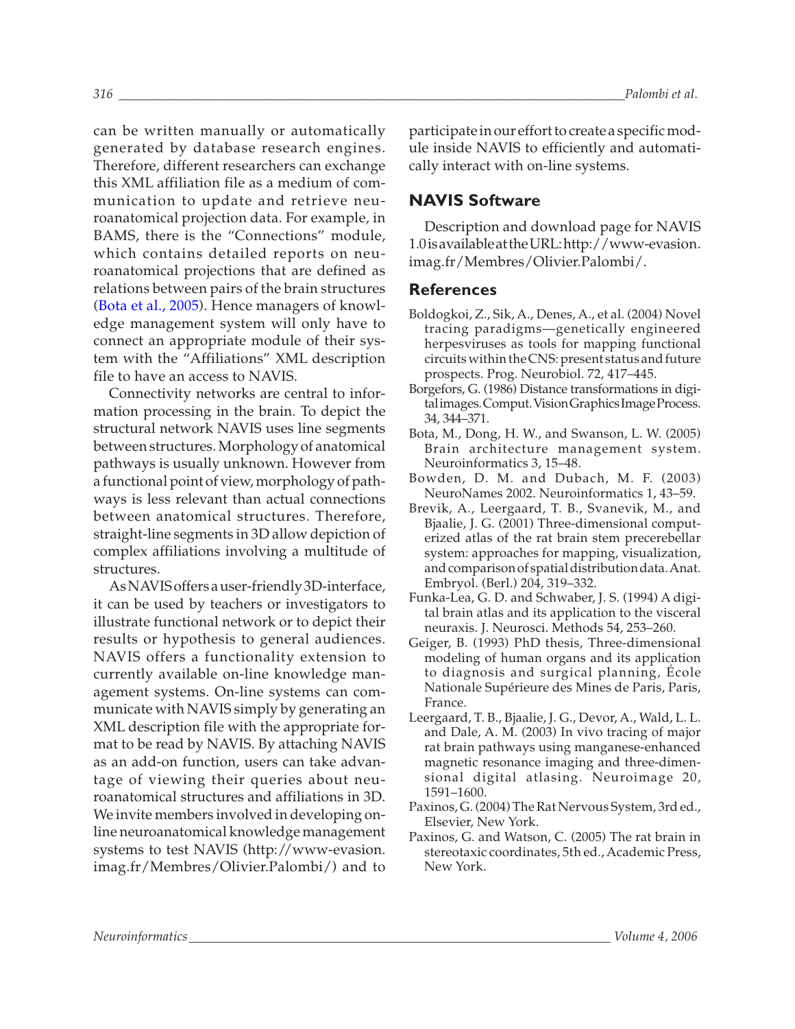can be written manually or automatically generated by database research engines. Therefore, different researchers can exchange this XML affiliation file as a medium of communication to update and retrieve neuroanatomical projection data. For example, in BAMS, there is the "Connections" module, which contains detailed reports on neuroanatomical projections that are defined as relations between pairs of the brain structures (Bota et al., 2005). Hence managers of knowledge management system will only have to connect an appropriate module of their system with the "Affiliations" XML description file to have an access to NAVIS.

Connectivity networks are central to information processing in the brain. To depict the structural network NAVIS uses line segments between structures. Morphology of anatomical pathways is usually unknown. However from a functional point of view, morphology of pathways is less relevant than actual connections between anatomical structures. Therefore, straight-line segments in 3D allow depiction of complex affiliations involving a multitude of structures.

As NAVIS offers a user-friendly 3D-interface, it can be used by teachers or investigators to illustrate functional network or to depict their results or hypothesis to general audiences. NAVIS offers a functionality extension to currently available on-line knowledge management systems. On-line systems can communicate with NAVIS simply by generating an XML description file with the appropriate format to be read by NAVIS. By attaching NAVIS as an add-on function, users can take advantage of viewing their queries about neuroanatomical structures and affiliations in 3D. We invite members involved in developing on-line neuroanatomical knowledge management systems to test NAVIS (http://www-evasion.imag.fr/Membres/Olivier.Palombi/) and to participate in our effort to create a specific module inside NAVIS to efficiently and automatically interact with on-line systems.

## NAVIS Software

Description and download page for NAVIS 1.0 is available at the URL: http://www-evasion.imag.fr/Membres/Olivier.Palombi/.

## References

Boldogkoi, Z., Sik, A., Denes, A., et al. (2004) Novel tracing paradigms—genetically engineered herpesviruses as tools for mapping functional circuits within the CNS: present status and future prospects. Prog. Neurobiol. 72, 417–445.

Borgefors, G. (1986) Distance transformations in digital images. Comput. Vision Graphics Image Process. 34, 344–371.

Bota, M., Dong, H. W., and Swanson, L. W. (2005) Brain architecture management system. Neuroinformatics 3, 15–48.

Bowden, D. M. and Dubach, M. F. (2003) NeuroNames 2002. Neuroinformatics 1, 43–59.

Brevik, A., Leergaard, T. B., Svanevik, M., and Bjaalie, J. G. (2001) Three-dimensional computerized atlas of the rat brain stem precerebellar system: approaches for mapping, visualization, and comparison of spatial distribution data. Anat. Embryol. (Berl.) 204, 319–332.

Funka-Lea, G. D. and Schwaber, J. S. (1994) A digital brain atlas and its application to the visceral neuraxis. J. Neurosci. Methods 54, 253–260.

Geiger, B. (1993) PhD thesis, Three-dimensional modeling of human organs and its application to diagnosis and surgical planning, École Nationale Supérieure des Mines de Paris, Paris, France.

Leergaard, T. B., Bjaalie, J. G., Devor, A., Wald, L. L. and Dale, A. M. (2003) In vivo tracing of major rat brain pathways using manganese-enhanced magnetic resonance imaging and three-dimensional digital atlasing. Neuroimage 20, 1591–1600.

Paxinos, G. (2004) The Rat Nervous System, 3rd ed., Elsevier, New York.

Paxinos, G. and Watson, C. (2005) The rat brain in stereotaxic coordinates, 5th ed., Academic Press, New York.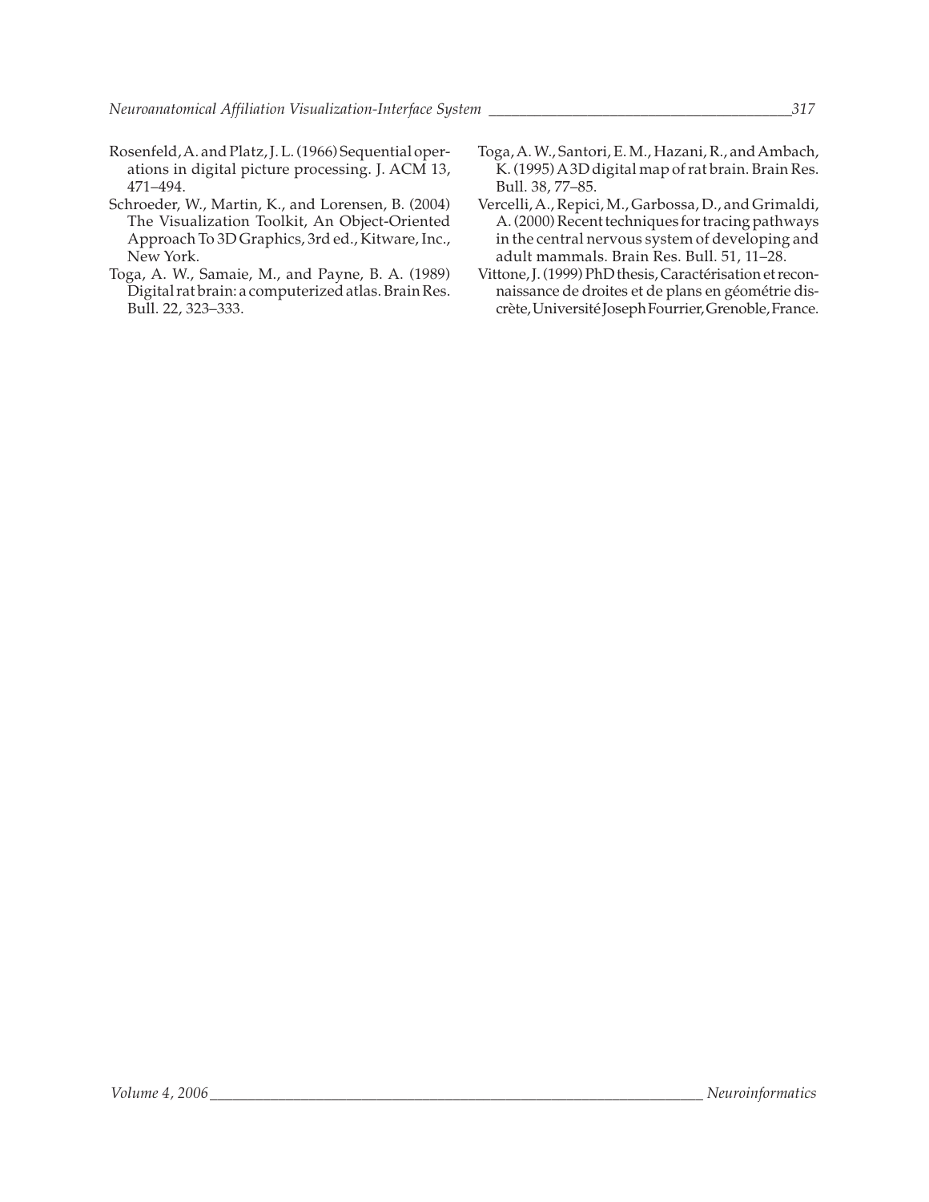Rosenfeld, A. and Platz, J. L. (1966) Sequential operations in digital picture processing. J. ACM 13, 471–494.

Schroeder, W., Martin, K., and Lorensen, B. (2004) The Visualization Toolkit, An Object-Oriented Approach To 3D Graphics, 3rd ed., Kitware, Inc., New York.

Toga, A. W., Samaie, M., and Payne, B. A. (1989) Digital rat brain: a computerized atlas. Brain Res. Bull. 22, 323–333.

Toga, A. W., Santori, E. M., Hazani, R., and Ambach, K. (1995) A 3D digital map of rat brain. Brain Res. Bull. 38, 77–85.

Vercelli, A., Repici, M., Garbossa, D., and Grimaldi, A. (2000) Recent techniques for tracing pathways in the central nervous system of developing and adult mammals. Brain Res. Bull. 51, 11–28.

Vittone, J. (1999) PhD thesis, Caractérisation et reconnaissance de droites et de plans en géométrie discrète, Université Joseph Fourrier, Grenoble, France.